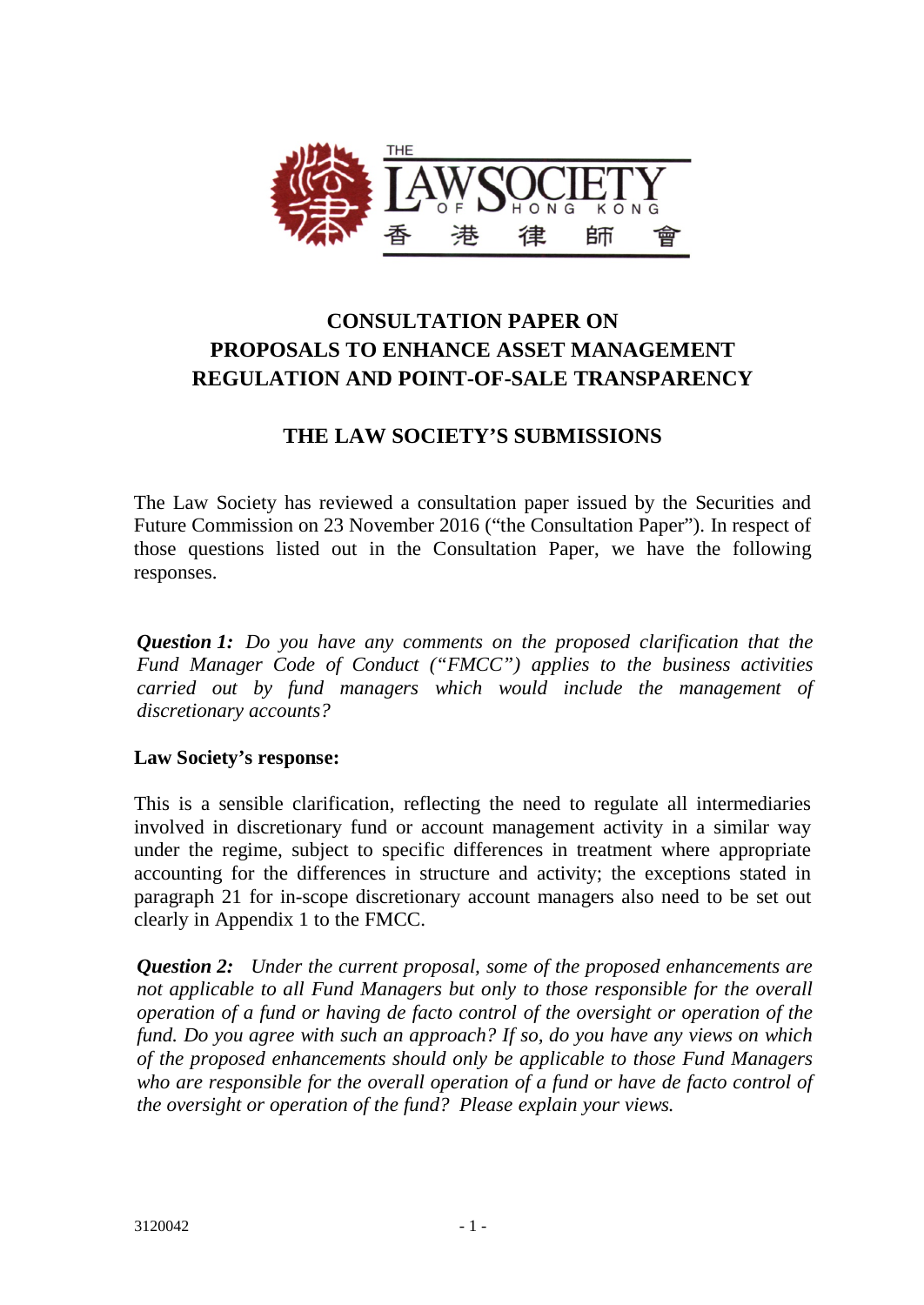# CONSULTATION PAPER ON PROPOSALS TO ENHANCE ASSET MANAGEMENT REGULATION AND POINT-OF-SALE TRANSPARENCY

## THE LAW SOCIETY'S SUBMISSIONS

The Law Society has reviewed a consultation paper issued by the Securities and Future Commission on 23 November 2016 ("the Consultation Paper"). In respect of those questions listed out in the Consultation Paper, we have the following responses.

***Question 1:*** *Do you have any comments on the proposed clarification that the Fund Manager Code of Conduct ("FMCC") applies to the business activities carried out by fund managers which would include the management of discretionary accounts?*

**Law Society's response:**

This is a sensible clarification, reflecting the need to regulate all intermediaries involved in discretionary fund or account management activity in a similar way under the regime, subject to specific differences in treatment where appropriate accounting for the differences in structure and activity; the exceptions stated in paragraph 21 for in-scope discretionary account managers also need to be set out clearly in Appendix 1 to the FMCC.

***Question 2:*** *Under the current proposal, some of the proposed enhancements are not applicable to all Fund Managers but only to those responsible for the overall operation of a fund or having de facto control of the oversight or operation of the fund. Do you agree with such an approach? If so, do you have any views on which of the proposed enhancements should only be applicable to those Fund Managers who are responsible for the overall operation of a fund or have de facto control of the oversight or operation of the fund? Please explain your views.*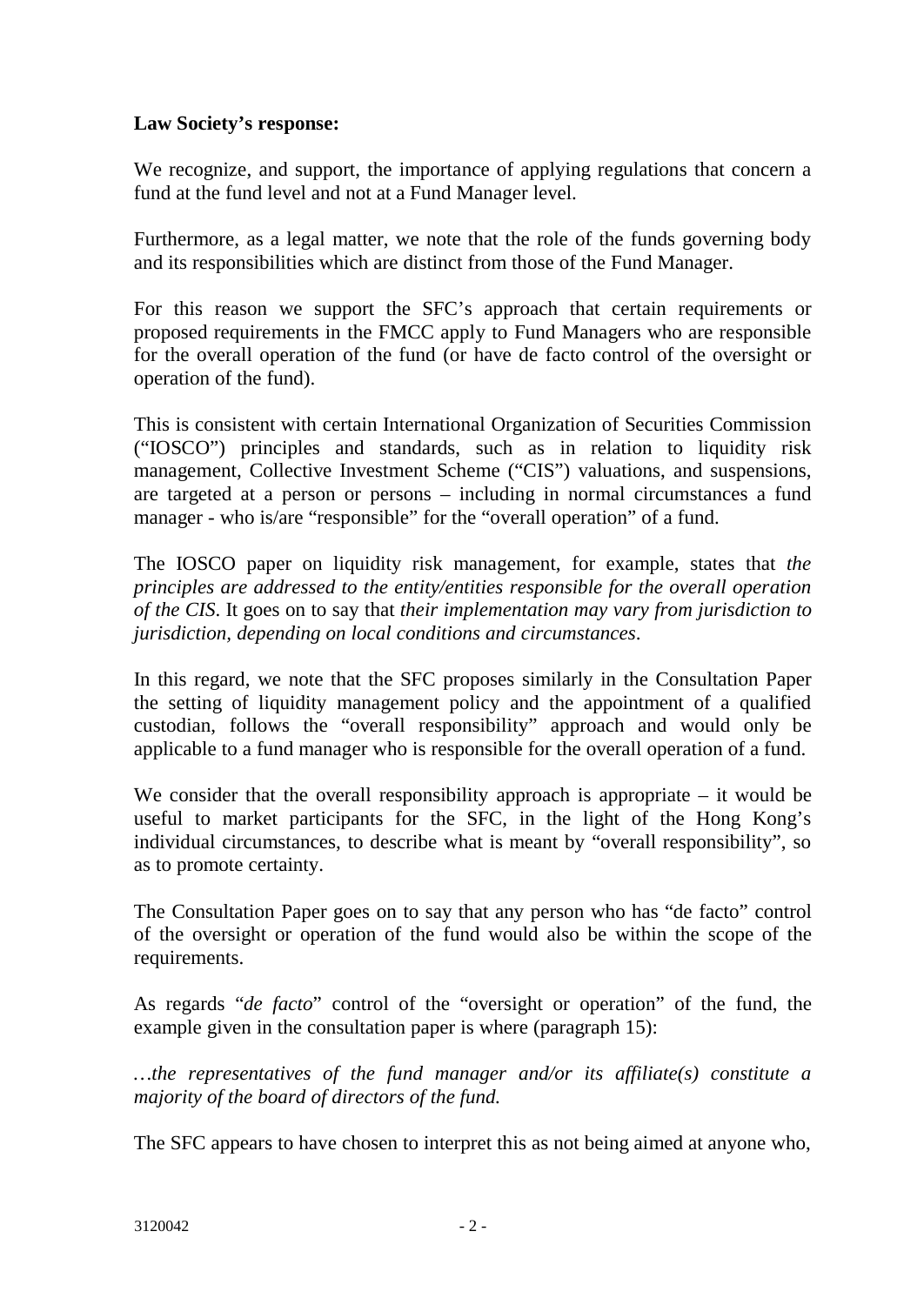**Law Society's response:**

We recognize, and support, the importance of applying regulations that concern a fund at the fund level and not at a Fund Manager level.

Furthermore, as a legal matter, we note that the role of the funds governing body and its responsibilities which are distinct from those of the Fund Manager.

For this reason we support the SFC's approach that certain requirements or proposed requirements in the FMCC apply to Fund Managers who are responsible for the overall operation of the fund (or have de facto control of the oversight or operation of the fund).

This is consistent with certain International Organization of Securities Commission ("IOSCO") principles and standards, such as in relation to liquidity risk management, Collective Investment Scheme ("CIS") valuations, and suspensions, are targeted at a person or persons – including in normal circumstances a fund manager - who is/are "responsible" for the "overall operation" of a fund.

The IOSCO paper on liquidity risk management, for example, states that *the principles are addressed to the entity/entities responsible for the overall operation of the CIS*. It goes on to say that *their implementation may vary from jurisdiction to jurisdiction, depending on local conditions and circumstances*.

In this regard, we note that the SFC proposes similarly in the Consultation Paper the setting of liquidity management policy and the appointment of a qualified custodian, follows the "overall responsibility" approach and would only be applicable to a fund manager who is responsible for the overall operation of a fund.

We consider that the overall responsibility approach is appropriate – it would be useful to market participants for the SFC, in the light of the Hong Kong's individual circumstances, to describe what is meant by "overall responsibility", so as to promote certainty.

The Consultation Paper goes on to say that any person who has "de facto" control of the oversight or operation of the fund would also be within the scope of the requirements.

As regards "*de facto*" control of the "oversight or operation" of the fund, the example given in the consultation paper is where (paragraph 15):

*…the representatives of the fund manager and/or its affiliate(s) constitute a majority of the board of directors of the fund.*

The SFC appears to have chosen to interpret this as not being aimed at anyone who,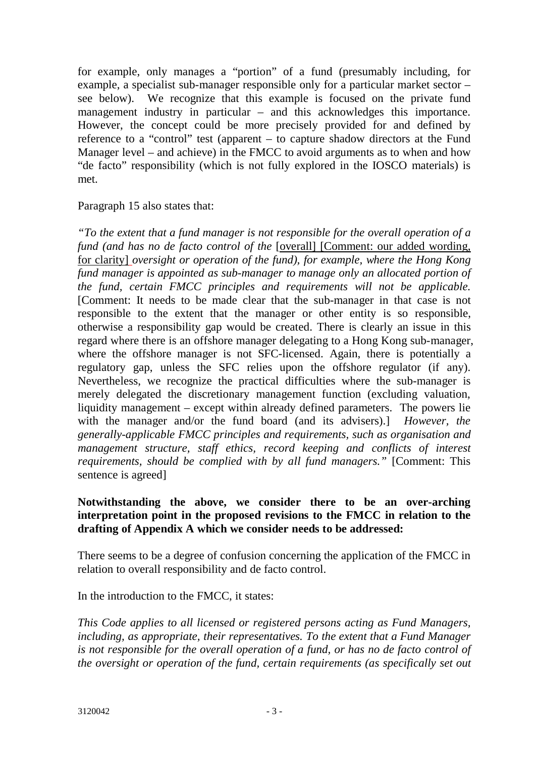for example, only manages a "portion" of a fund (presumably including, for example, a specialist sub-manager responsible only for a particular market sector – see below). We recognize that this example is focused on the private fund management industry in particular – and this acknowledges this importance. However, the concept could be more precisely provided for and defined by reference to a "control" test (apparent – to capture shadow directors at the Fund Manager level – and achieve) in the FMCC to avoid arguments as to when and how "de facto" responsibility (which is not fully explored in the IOSCO materials) is met.

Paragraph 15 also states that:

*"To the extent that a fund manager is not responsible for the overall operation of a fund (and has no de facto control of the* [overall] [Comment: our added wording, for clarity] *oversight or operation of the fund), for example, where the Hong Kong fund manager is appointed as sub-manager to manage only an allocated portion of the fund, certain FMCC principles and requirements will not be applicable.* [Comment: It needs to be made clear that the sub-manager in that case is not responsible to the extent that the manager or other entity is so responsible, otherwise a responsibility gap would be created. There is clearly an issue in this regard where there is an offshore manager delegating to a Hong Kong sub-manager, where the offshore manager is not SFC-licensed. Again, there is potentially a regulatory gap, unless the SFC relies upon the offshore regulator (if any). Nevertheless, we recognize the practical difficulties where the sub-manager is merely delegated the discretionary management function (excluding valuation, liquidity management – except within already defined parameters. The powers lie with the manager and/or the fund board (and its advisers).] *However, the generally-applicable FMCC principles and requirements, such as organisation and management structure, staff ethics, record keeping and conflicts of interest requirements, should be complied with by all fund managers."* [Comment: This sentence is agreed]

**Notwithstanding the above, we consider there to be an over-arching interpretation point in the proposed revisions to the FMCC in relation to the drafting of Appendix A which we consider needs to be addressed:**

There seems to be a degree of confusion concerning the application of the FMCC in relation to overall responsibility and de facto control.

In the introduction to the FMCC, it states:

*This Code applies to all licensed or registered persons acting as Fund Managers, including, as appropriate, their representatives. To the extent that a Fund Manager is not responsible for the overall operation of a fund, or has no de facto control of the oversight or operation of the fund, certain requirements (as specifically set out*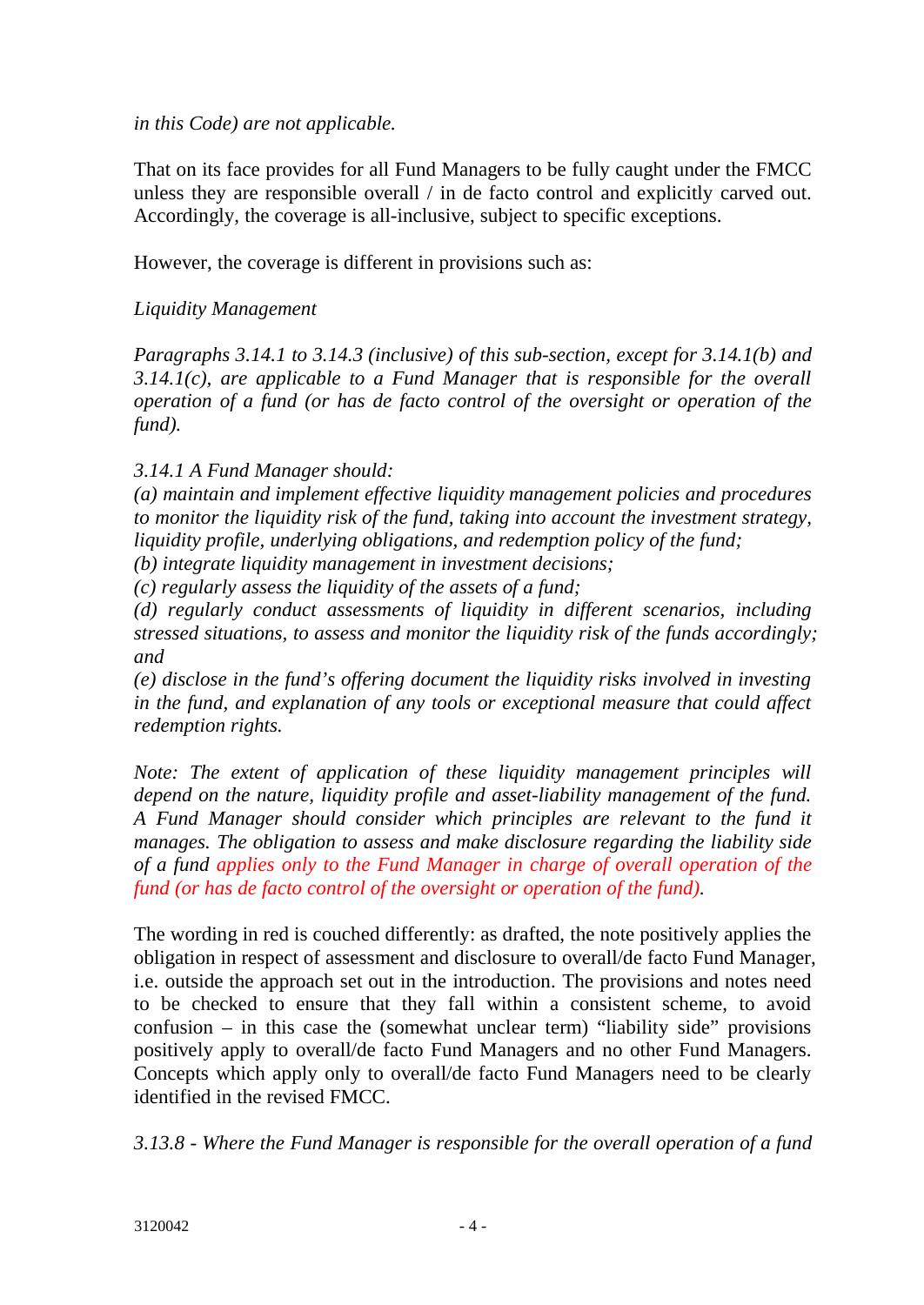*in this Code) are not applicable.*

That on its face provides for all Fund Managers to be fully caught under the FMCC unless they are responsible overall / in de facto control and explicitly carved out. Accordingly, the coverage is all-inclusive, subject to specific exceptions.

However, the coverage is different in provisions such as:

*Liquidity Management*

*Paragraphs 3.14.1 to 3.14.3 (inclusive) of this sub-section, except for 3.14.1(b) and 3.14.1(c), are applicable to a Fund Manager that is responsible for the overall operation of a fund (or has de facto control of the oversight or operation of the fund).*

*3.14.1 A Fund Manager should:*
*(a) maintain and implement effective liquidity management policies and procedures to monitor the liquidity risk of the fund, taking into account the investment strategy, liquidity profile, underlying obligations, and redemption policy of the fund;*
*(b) integrate liquidity management in investment decisions;*
*(c) regularly assess the liquidity of the assets of a fund;*
*(d) regularly conduct assessments of liquidity in different scenarios, including stressed situations, to assess and monitor the liquidity risk of the funds accordingly; and*
*(e) disclose in the fund's offering document the liquidity risks involved in investing in the fund, and explanation of any tools or exceptional measure that could affect redemption rights.*

*Note: The extent of application of these liquidity management principles will depend on the nature, liquidity profile and asset-liability management of the fund. A Fund Manager should consider which principles are relevant to the fund it manages. The obligation to assess and make disclosure regarding the liability side of a fund applies only to the Fund Manager in charge of overall operation of the fund (or has de facto control of the oversight or operation of the fund).*

The wording in red is couched differently: as drafted, the note positively applies the obligation in respect of assessment and disclosure to overall/de facto Fund Manager, i.e. outside the approach set out in the introduction. The provisions and notes need to be checked to ensure that they fall within a consistent scheme, to avoid confusion – in this case the (somewhat unclear term) "liability side" provisions positively apply to overall/de facto Fund Managers and no other Fund Managers. Concepts which apply only to overall/de facto Fund Managers need to be clearly identified in the revised FMCC.

*3.13.8 - Where the Fund Manager is responsible for the overall operation of a fund*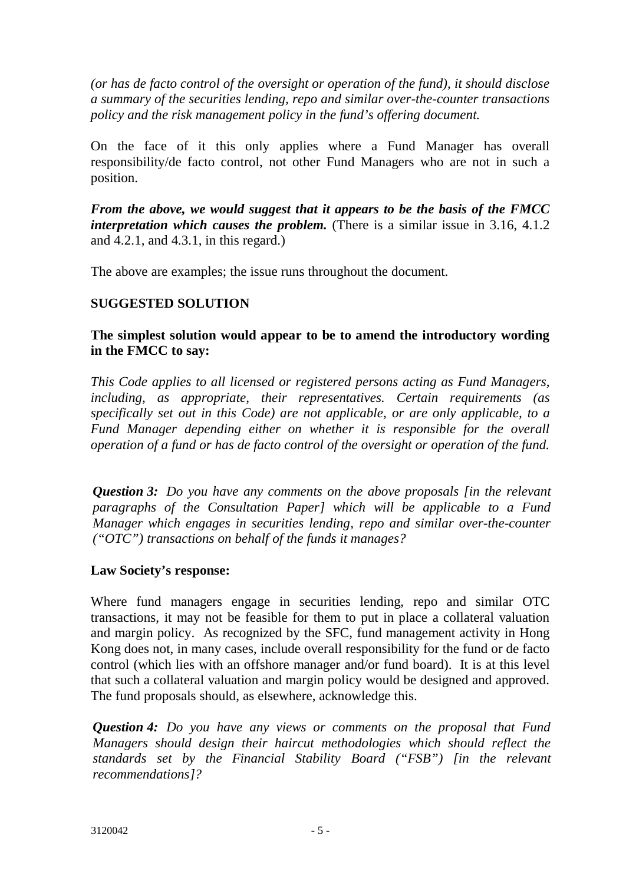*(or has de facto control of the oversight or operation of the fund), it should disclose a summary of the securities lending, repo and similar over-the-counter transactions policy and the risk management policy in the fund's offering document.*

On the face of it this only applies where a Fund Manager has overall responsibility/de facto control, not other Fund Managers who are not in such a position.

***From the above, we would suggest that it appears to be the basis of the FMCC interpretation which causes the problem.*** (There is a similar issue in 3.16, 4.1.2 and 4.2.1, and 4.3.1, in this regard.)

The above are examples; the issue runs throughout the document.

**SUGGESTED SOLUTION**

**The simplest solution would appear to be to amend the introductory wording in the FMCC to say:**

*This Code applies to all licensed or registered persons acting as Fund Managers, including, as appropriate, their representatives. Certain requirements (as specifically set out in this Code) are not applicable, or are only applicable, to a Fund Manager depending either on whether it is responsible for the overall operation of a fund or has de facto control of the oversight or operation of the fund.*

***Question 3:*** *Do you have any comments on the above proposals [in the relevant paragraphs of the Consultation Paper] which will be applicable to a Fund Manager which engages in securities lending, repo and similar over-the-counter ("OTC") transactions on behalf of the funds it manages?*

**Law Society's response:**

Where fund managers engage in securities lending, repo and similar OTC transactions, it may not be feasible for them to put in place a collateral valuation and margin policy. As recognized by the SFC, fund management activity in Hong Kong does not, in many cases, include overall responsibility for the fund or de facto control (which lies with an offshore manager and/or fund board). It is at this level that such a collateral valuation and margin policy would be designed and approved. The fund proposals should, as elsewhere, acknowledge this.

***Question 4:*** *Do you have any views or comments on the proposal that Fund Managers should design their haircut methodologies which should reflect the standards set by the Financial Stability Board ("FSB") [in the relevant recommendations]?*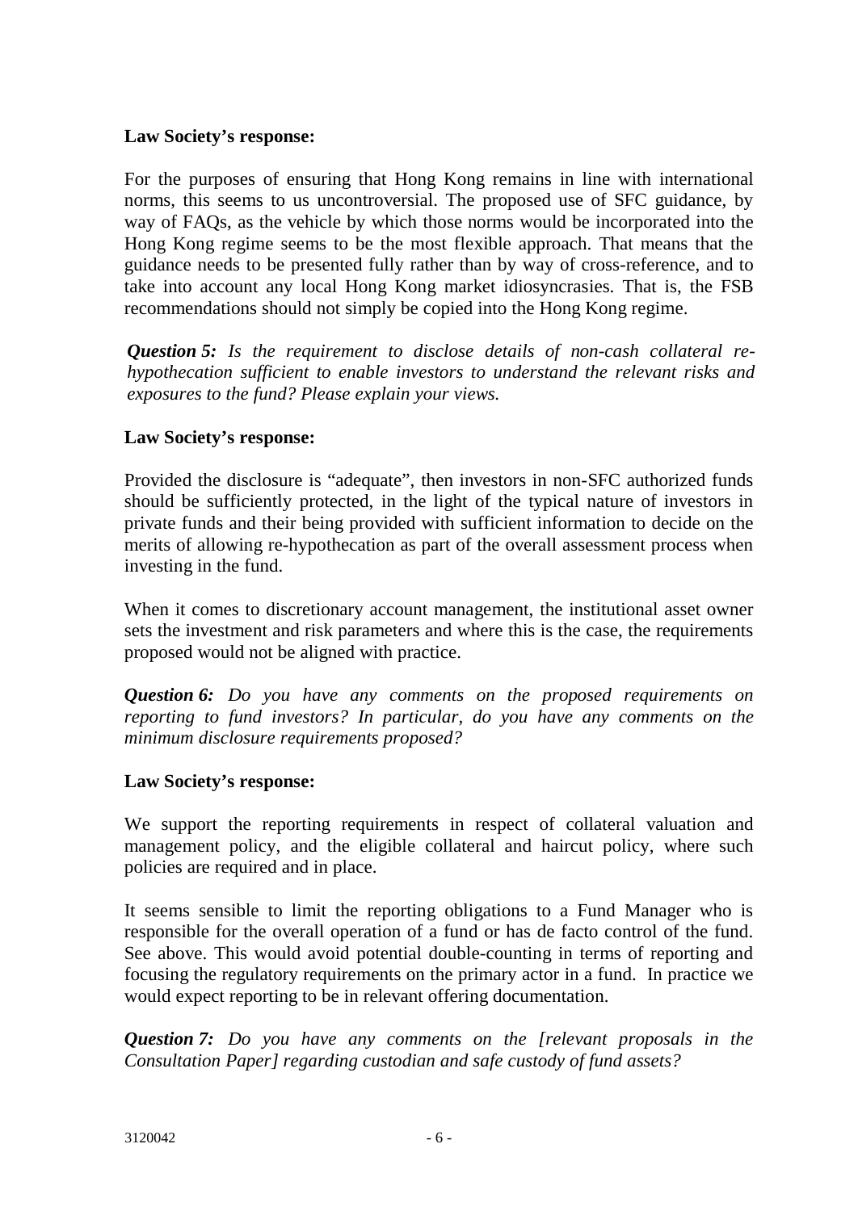**Law Society's response:**

For the purposes of ensuring that Hong Kong remains in line with international norms, this seems to us uncontroversial. The proposed use of SFC guidance, by way of FAQs, as the vehicle by which those norms would be incorporated into the Hong Kong regime seems to be the most flexible approach. That means that the guidance needs to be presented fully rather than by way of cross-reference, and to take into account any local Hong Kong market idiosyncrasies. That is, the FSB recommendations should not simply be copied into the Hong Kong regime.

> ***Question 5:*** *Is the requirement to disclose details of non-cash collateral re-hypothecation sufficient to enable investors to understand the relevant risks and exposures to the fund? Please explain your views.*

**Law Society's response:**

Provided the disclosure is "adequate", then investors in non-SFC authorized funds should be sufficiently protected, in the light of the typical nature of investors in private funds and their being provided with sufficient information to decide on the merits of allowing re-hypothecation as part of the overall assessment process when investing in the fund.

When it comes to discretionary account management, the institutional asset owner sets the investment and risk parameters and where this is the case, the requirements proposed would not be aligned with practice.

> ***Question 6:*** *Do you have any comments on the proposed requirements on reporting to fund investors? In particular, do you have any comments on the minimum disclosure requirements proposed?*

**Law Society's response:**

We support the reporting requirements in respect of collateral valuation and management policy, and the eligible collateral and haircut policy, where such policies are required and in place.

It seems sensible to limit the reporting obligations to a Fund Manager who is responsible for the overall operation of a fund or has de facto control of the fund. See above. This would avoid potential double-counting in terms of reporting and focusing the regulatory requirements on the primary actor in a fund. In practice we would expect reporting to be in relevant offering documentation.

> ***Question 7:*** *Do you have any comments on the [relevant proposals in the Consultation Paper] regarding custodian and safe custody of fund assets?*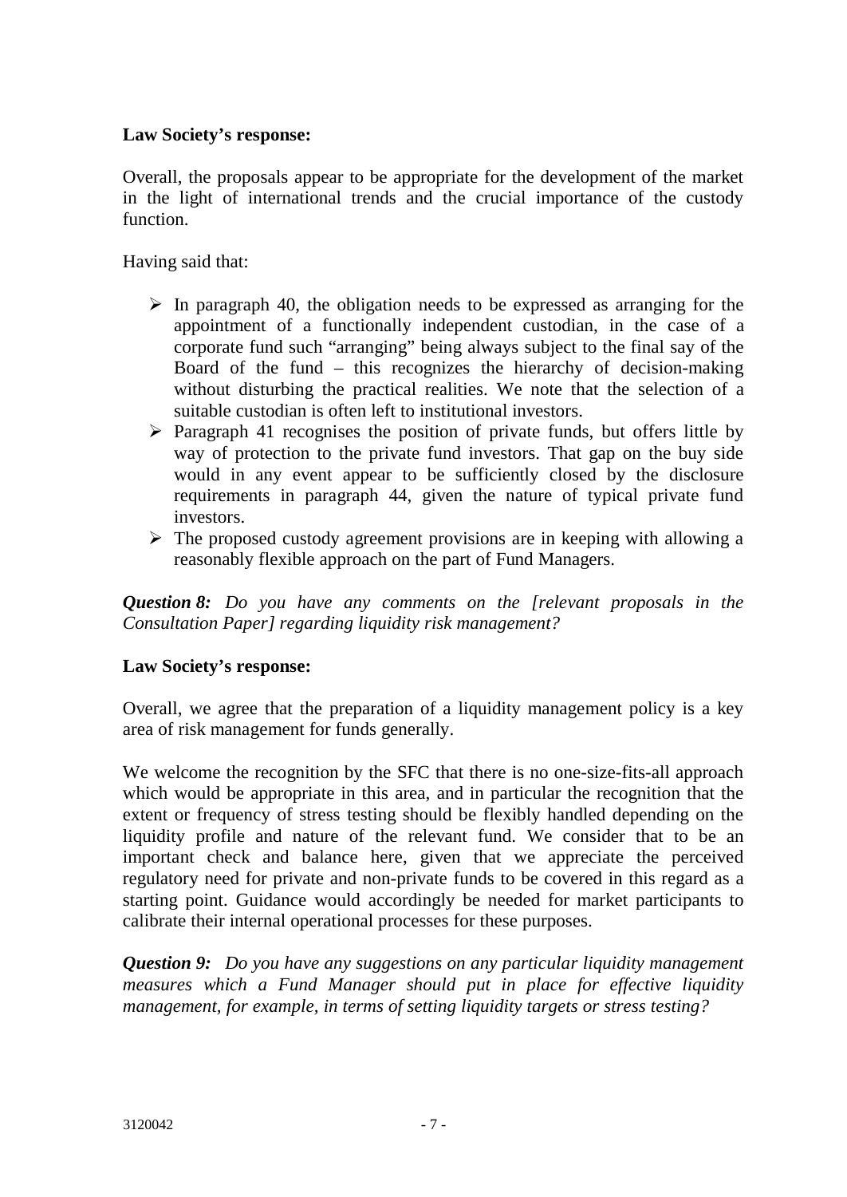**Law Society's response:**

Overall, the proposals appear to be appropriate for the development of the market in the light of international trends and the crucial importance of the custody function.

Having said that:

- In paragraph 40, the obligation needs to be expressed as arranging for the appointment of a functionally independent custodian, in the case of a corporate fund such "arranging" being always subject to the final say of the Board of the fund – this recognizes the hierarchy of decision-making without disturbing the practical realities. We note that the selection of a suitable custodian is often left to institutional investors.
- Paragraph 41 recognises the position of private funds, but offers little by way of protection to the private fund investors. That gap on the buy side would in any event appear to be sufficiently closed by the disclosure requirements in paragraph 44, given the nature of typical private fund investors.
- The proposed custody agreement provisions are in keeping with allowing a reasonably flexible approach on the part of Fund Managers.

***Question 8:*** *Do you have any comments on the [relevant proposals in the Consultation Paper] regarding liquidity risk management?*

**Law Society's response:**

Overall, we agree that the preparation of a liquidity management policy is a key area of risk management for funds generally.

We welcome the recognition by the SFC that there is no one-size-fits-all approach which would be appropriate in this area, and in particular the recognition that the extent or frequency of stress testing should be flexibly handled depending on the liquidity profile and nature of the relevant fund. We consider that to be an important check and balance here, given that we appreciate the perceived regulatory need for private and non-private funds to be covered in this regard as a starting point. Guidance would accordingly be needed for market participants to calibrate their internal operational processes for these purposes.

***Question 9:*** *Do you have any suggestions on any particular liquidity management measures which a Fund Manager should put in place for effective liquidity management, for example, in terms of setting liquidity targets or stress testing?*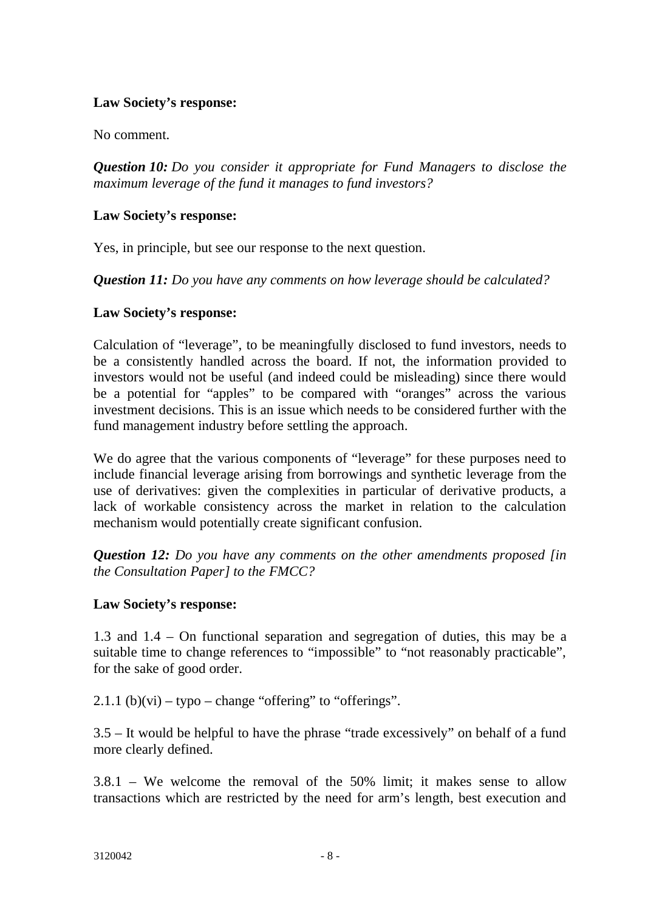**Law Society's response:**

No comment.

***Question 10:*** *Do you consider it appropriate for Fund Managers to disclose the maximum leverage of the fund it manages to fund investors?*

**Law Society's response:**

Yes, in principle, but see our response to the next question.

***Question 11:*** *Do you have any comments on how leverage should be calculated?*

**Law Society's response:**

Calculation of "leverage", to be meaningfully disclosed to fund investors, needs to be a consistently handled across the board. If not, the information provided to investors would not be useful (and indeed could be misleading) since there would be a potential for "apples" to be compared with "oranges" across the various investment decisions. This is an issue which needs to be considered further with the fund management industry before settling the approach.

We do agree that the various components of "leverage" for these purposes need to include financial leverage arising from borrowings and synthetic leverage from the use of derivatives: given the complexities in particular of derivative products, a lack of workable consistency across the market in relation to the calculation mechanism would potentially create significant confusion.

***Question 12:*** *Do you have any comments on the other amendments proposed [in the Consultation Paper] to the FMCC?*

**Law Society's response:**

1.3 and 1.4 – On functional separation and segregation of duties, this may be a suitable time to change references to "impossible" to "not reasonably practicable", for the sake of good order.

2.1.1 (b)(vi) – typo – change "offering" to "offerings".

3.5 – It would be helpful to have the phrase "trade excessively" on behalf of a fund more clearly defined.

3.8.1 – We welcome the removal of the 50% limit; it makes sense to allow transactions which are restricted by the need for arm's length, best execution and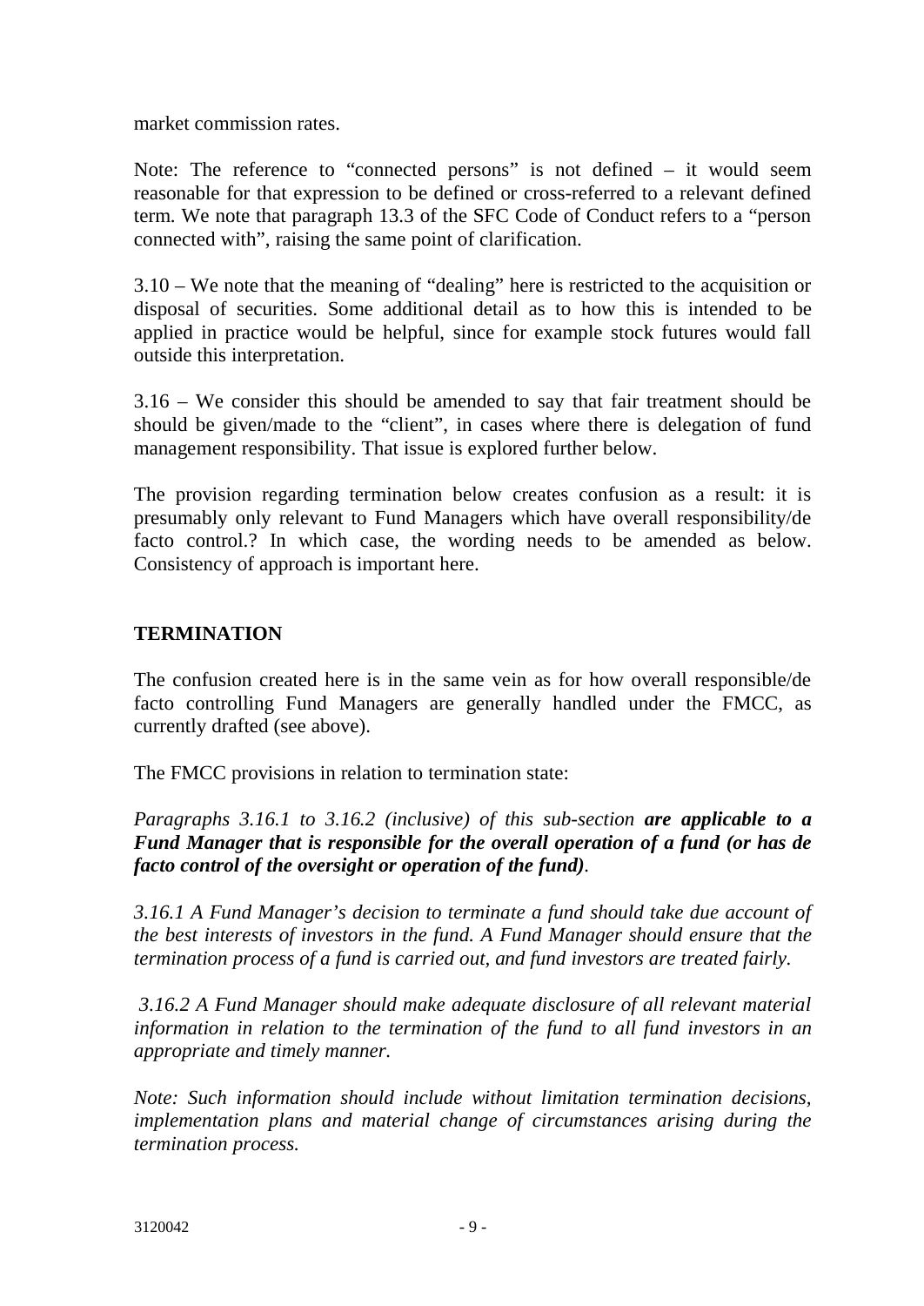market commission rates.

Note: The reference to "connected persons" is not defined – it would seem reasonable for that expression to be defined or cross-referred to a relevant defined term. We note that paragraph 13.3 of the SFC Code of Conduct refers to a "person connected with", raising the same point of clarification.

3.10 – We note that the meaning of "dealing" here is restricted to the acquisition or disposal of securities. Some additional detail as to how this is intended to be applied in practice would be helpful, since for example stock futures would fall outside this interpretation.

3.16 – We consider this should be amended to say that fair treatment should be should be given/made to the "client", in cases where there is delegation of fund management responsibility. That issue is explored further below.

The provision regarding termination below creates confusion as a result: it is presumably only relevant to Fund Managers which have overall responsibility/de facto control.? In which case, the wording needs to be amended as below. Consistency of approach is important here.

## TERMINATION

The confusion created here is in the same vein as for how overall responsible/de facto controlling Fund Managers are generally handled under the FMCC, as currently drafted (see above).

The FMCC provisions in relation to termination state:

*Paragraphs 3.16.1 to 3.16.2 (inclusive) of this sub-section* ***are applicable to a Fund Manager that is responsible for the overall operation of a fund (or has de facto control of the oversight or operation of the fund)****.*

*3.16.1 A Fund Manager's decision to terminate a fund should take due account of the best interests of investors in the fund. A Fund Manager should ensure that the termination process of a fund is carried out, and fund investors are treated fairly.*

*3.16.2 A Fund Manager should make adequate disclosure of all relevant material information in relation to the termination of the fund to all fund investors in an appropriate and timely manner.*

*Note: Such information should include without limitation termination decisions, implementation plans and material change of circumstances arising during the termination process.*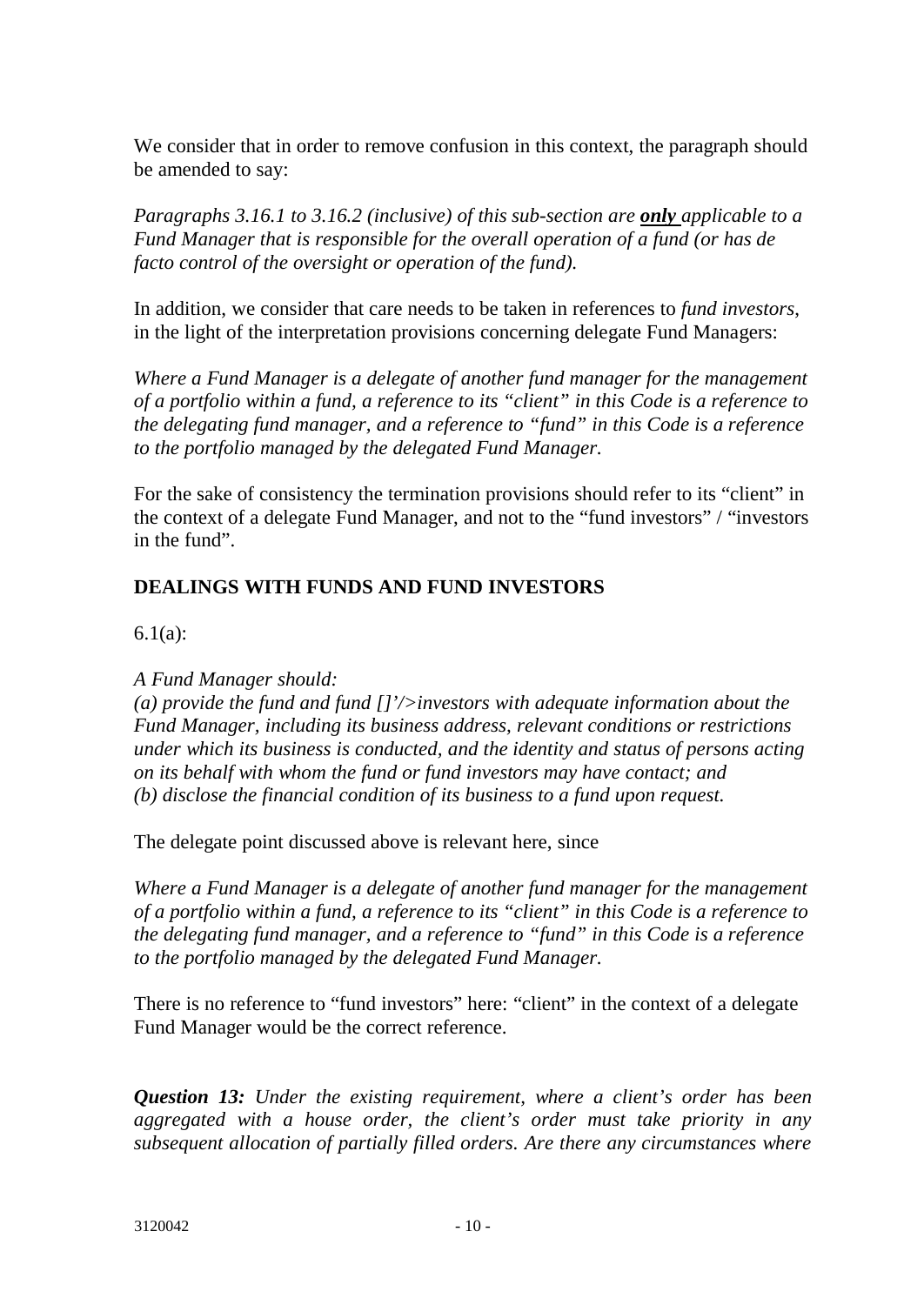We consider that in order to remove confusion in this context, the paragraph should be amended to say:

*Paragraphs 3.16.1 to 3.16.2 (inclusive) of this sub-section are **only** applicable to a Fund Manager that is responsible for the overall operation of a fund (or has de facto control of the oversight or operation of the fund).*

In addition, we consider that care needs to be taken in references to *fund investors*, in the light of the interpretation provisions concerning delegate Fund Managers:

*Where a Fund Manager is a delegate of another fund manager for the management of a portfolio within a fund, a reference to its "client" in this Code is a reference to the delegating fund manager, and a reference to "fund" in this Code is a reference to the portfolio managed by the delegated Fund Manager.*

For the sake of consistency the termination provisions should refer to its "client" in the context of a delegate Fund Manager, and not to the "fund investors" / "investors in the fund".

## DEALINGS WITH FUNDS AND FUND INVESTORS

6.1(a):

*A Fund Manager should:*
*(a) provide the fund and fund []'/>investors with adequate information about the Fund Manager, including its business address, relevant conditions or restrictions under which its business is conducted, and the identity and status of persons acting on its behalf with whom the fund or fund investors may have contact; and*
*(b) disclose the financial condition of its business to a fund upon request.*

The delegate point discussed above is relevant here, since

*Where a Fund Manager is a delegate of another fund manager for the management of a portfolio within a fund, a reference to its "client" in this Code is a reference to the delegating fund manager, and a reference to "fund" in this Code is a reference to the portfolio managed by the delegated Fund Manager.*

There is no reference to "fund investors" here: "client" in the context of a delegate Fund Manager would be the correct reference.

***Question 13:*** *Under the existing requirement, where a client's order has been aggregated with a house order, the client's order must take priority in any subsequent allocation of partially filled orders. Are there any circumstances where*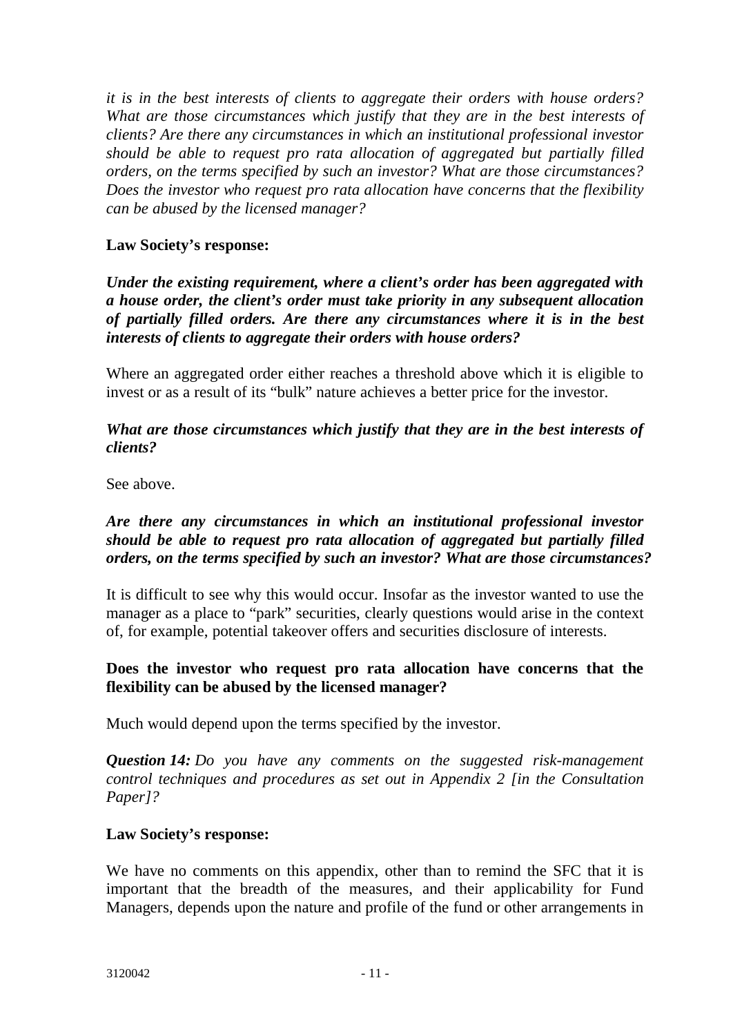*it is in the best interests of clients to aggregate their orders with house orders? What are those circumstances which justify that they are in the best interests of clients? Are there any circumstances in which an institutional professional investor should be able to request pro rata allocation of aggregated but partially filled orders, on the terms specified by such an investor? What are those circumstances? Does the investor who request pro rata allocation have concerns that the flexibility can be abused by the licensed manager?*

**Law Society's response:**

***Under the existing requirement, where a client's order has been aggregated with a house order, the client's order must take priority in any subsequent allocation of partially filled orders. Are there any circumstances where it is in the best interests of clients to aggregate their orders with house orders?***

Where an aggregated order either reaches a threshold above which it is eligible to invest or as a result of its "bulk" nature achieves a better price for the investor.

***What are those circumstances which justify that they are in the best interests of clients?***

See above.

***Are there any circumstances in which an institutional professional investor should be able to request pro rata allocation of aggregated but partially filled orders, on the terms specified by such an investor? What are those circumstances?***

It is difficult to see why this would occur. Insofar as the investor wanted to use the manager as a place to "park" securities, clearly questions would arise in the context of, for example, potential takeover offers and securities disclosure of interests.

**Does the investor who request pro rata allocation have concerns that the flexibility can be abused by the licensed manager?**

Much would depend upon the terms specified by the investor.

***Question 14:*** *Do you have any comments on the suggested risk-management control techniques and procedures as set out in Appendix 2 [in the Consultation Paper]?*

**Law Society's response:**

We have no comments on this appendix, other than to remind the SFC that it is important that the breadth of the measures, and their applicability for Fund Managers, depends upon the nature and profile of the fund or other arrangements in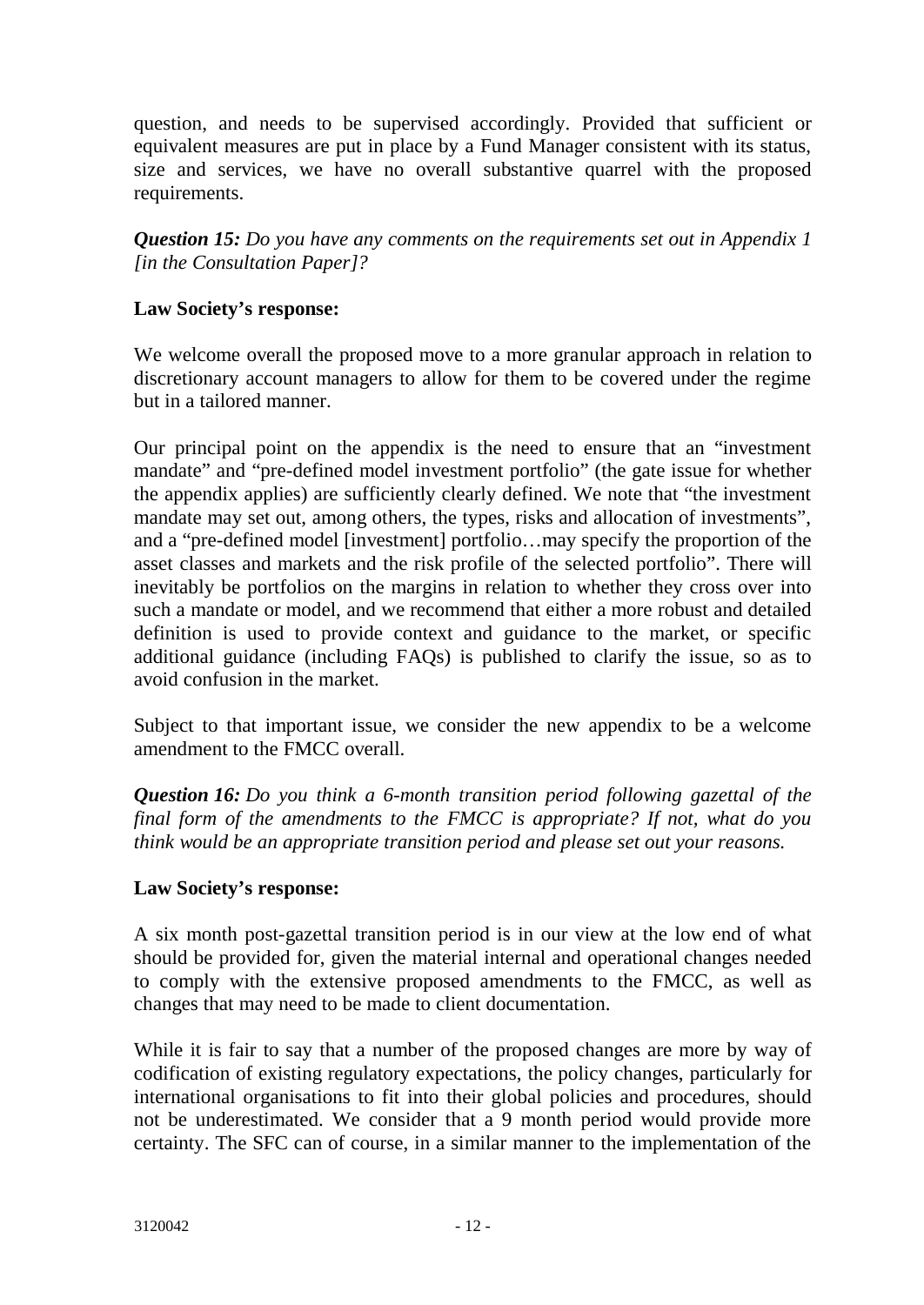question, and needs to be supervised accordingly. Provided that sufficient or equivalent measures are put in place by a Fund Manager consistent with its status, size and services, we have no overall substantive quarrel with the proposed requirements.

***Question 15:*** *Do you have any comments on the requirements set out in Appendix 1 [in the Consultation Paper]?*

**Law Society's response:**

We welcome overall the proposed move to a more granular approach in relation to discretionary account managers to allow for them to be covered under the regime but in a tailored manner.

Our principal point on the appendix is the need to ensure that an "investment mandate" and "pre-defined model investment portfolio" (the gate issue for whether the appendix applies) are sufficiently clearly defined. We note that "the investment mandate may set out, among others, the types, risks and allocation of investments", and a "pre-defined model [investment] portfolio…may specify the proportion of the asset classes and markets and the risk profile of the selected portfolio". There will inevitably be portfolios on the margins in relation to whether they cross over into such a mandate or model, and we recommend that either a more robust and detailed definition is used to provide context and guidance to the market, or specific additional guidance (including FAQs) is published to clarify the issue, so as to avoid confusion in the market.

Subject to that important issue, we consider the new appendix to be a welcome amendment to the FMCC overall.

***Question 16:*** *Do you think a 6-month transition period following gazettal of the final form of the amendments to the FMCC is appropriate? If not, what do you think would be an appropriate transition period and please set out your reasons.*

**Law Society's response:**

A six month post-gazettal transition period is in our view at the low end of what should be provided for, given the material internal and operational changes needed to comply with the extensive proposed amendments to the FMCC, as well as changes that may need to be made to client documentation.

While it is fair to say that a number of the proposed changes are more by way of codification of existing regulatory expectations, the policy changes, particularly for international organisations to fit into their global policies and procedures, should not be underestimated. We consider that a 9 month period would provide more certainty. The SFC can of course, in a similar manner to the implementation of the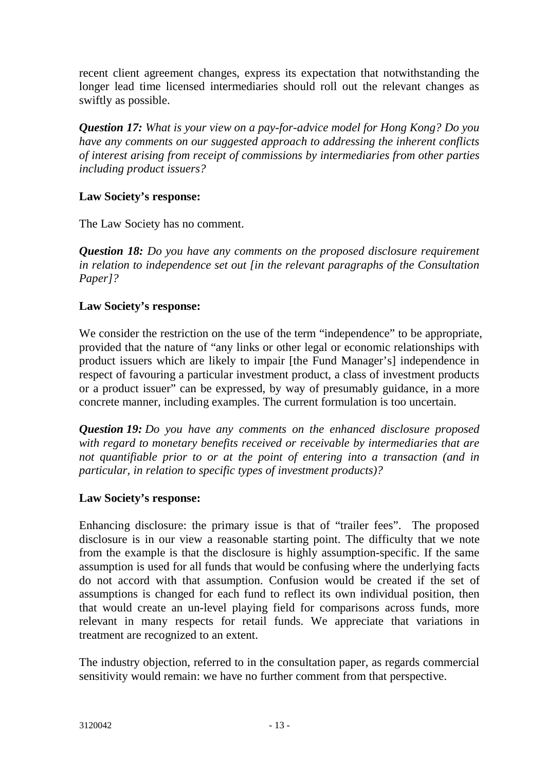recent client agreement changes, express its expectation that notwithstanding the longer lead time licensed intermediaries should roll out the relevant changes as swiftly as possible.

***Question 17:*** *What is your view on a pay-for-advice model for Hong Kong? Do you have any comments on our suggested approach to addressing the inherent conflicts of interest arising from receipt of commissions by intermediaries from other parties including product issuers?*

**Law Society's response:**

The Law Society has no comment.

***Question 18:*** *Do you have any comments on the proposed disclosure requirement in relation to independence set out [in the relevant paragraphs of the Consultation Paper]?*

**Law Society's response:**

We consider the restriction on the use of the term "independence" to be appropriate, provided that the nature of "any links or other legal or economic relationships with product issuers which are likely to impair [the Fund Manager's] independence in respect of favouring a particular investment product, a class of investment products or a product issuer" can be expressed, by way of presumably guidance, in a more concrete manner, including examples. The current formulation is too uncertain.

***Question 19:*** *Do you have any comments on the enhanced disclosure proposed with regard to monetary benefits received or receivable by intermediaries that are not quantifiable prior to or at the point of entering into a transaction (and in particular, in relation to specific types of investment products)?*

**Law Society's response:**

Enhancing disclosure: the primary issue is that of "trailer fees". The proposed disclosure is in our view a reasonable starting point. The difficulty that we note from the example is that the disclosure is highly assumption-specific. If the same assumption is used for all funds that would be confusing where the underlying facts do not accord with that assumption. Confusion would be created if the set of assumptions is changed for each fund to reflect its own individual position, then that would create an un-level playing field for comparisons across funds, more relevant in many respects for retail funds. We appreciate that variations in treatment are recognized to an extent.

The industry objection, referred to in the consultation paper, as regards commercial sensitivity would remain: we have no further comment from that perspective.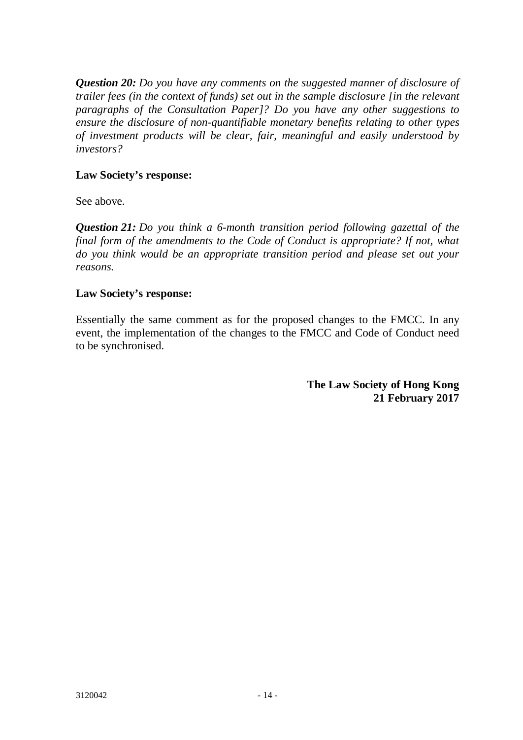***Question 20:*** *Do you have any comments on the suggested manner of disclosure of trailer fees (in the context of funds) set out in the sample disclosure [in the relevant paragraphs of the Consultation Paper]? Do you have any other suggestions to ensure the disclosure of non-quantifiable monetary benefits relating to other types of investment products will be clear, fair, meaningful and easily understood by investors?*

**Law Society's response:**

See above.

***Question 21:*** *Do you think a 6-month transition period following gazettal of the final form of the amendments to the Code of Conduct is appropriate? If not, what do you think would be an appropriate transition period and please set out your reasons.*

**Law Society's response:**

Essentially the same comment as for the proposed changes to the FMCC. In any event, the implementation of the changes to the FMCC and Code of Conduct need to be synchronised.

**The Law Society of Hong Kong**
**21 February 2017**

3120042